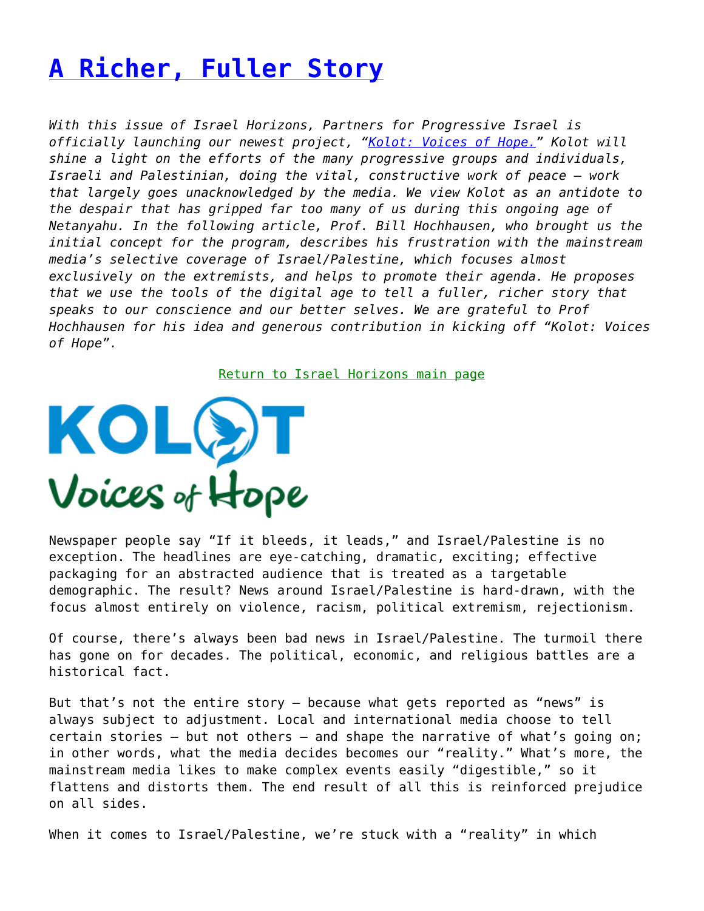# [A Richer, Fuller Story]()

*With this issue of Israel Horizons, Partners for Progressive Israel is officially launching our newest project, "[Kolot: Voices of Hope.]()" Kolot will shine a light on the efforts of the many progressive groups and individuals, Israeli and Palestinian, doing the vital, constructive work of peace — work that largely goes unacknowledged by the media. We view Kolot as an antidote to the despair that has gripped far too many of us during this ongoing age of Netanyahu. In the following article, Prof. Bill Hochhausen, who brought us the initial concept for the program, describes his frustration with the mainstream media's selective coverage of Israel/Palestine, which focuses almost exclusively on the extremists, and helps to promote their agenda. He proposes that we use the tools of the digital age to tell a fuller, richer story that speaks to our conscience and our better selves. We are grateful to Prof Hochhausen for his idea and generous contribution in kicking off "Kolot: Voices of Hope".*

[Return to Israel Horizons main page]()

KOLOT
Voices of Hope

Newspaper people say "If it bleeds, it leads," and Israel/Palestine is no exception. The headlines are eye-catching, dramatic, exciting; effective packaging for an abstracted audience that is treated as a targetable demographic. The result? News around Israel/Palestine is hard-drawn, with the focus almost entirely on violence, racism, political extremism, rejectionism.

Of course, there's always been bad news in Israel/Palestine. The turmoil there has gone on for decades. The political, economic, and religious battles are a historical fact.

But that's not the entire story — because what gets reported as "news" is always subject to adjustment. Local and international media choose to tell certain stories — but not others — and shape the narrative of what's going on; in other words, what the media decides becomes our "reality." What's more, the mainstream media likes to make complex events easily "digestible," so it flattens and distorts them. The end result of all this is reinforced prejudice on all sides.

When it comes to Israel/Palestine, we're stuck with a "reality" in which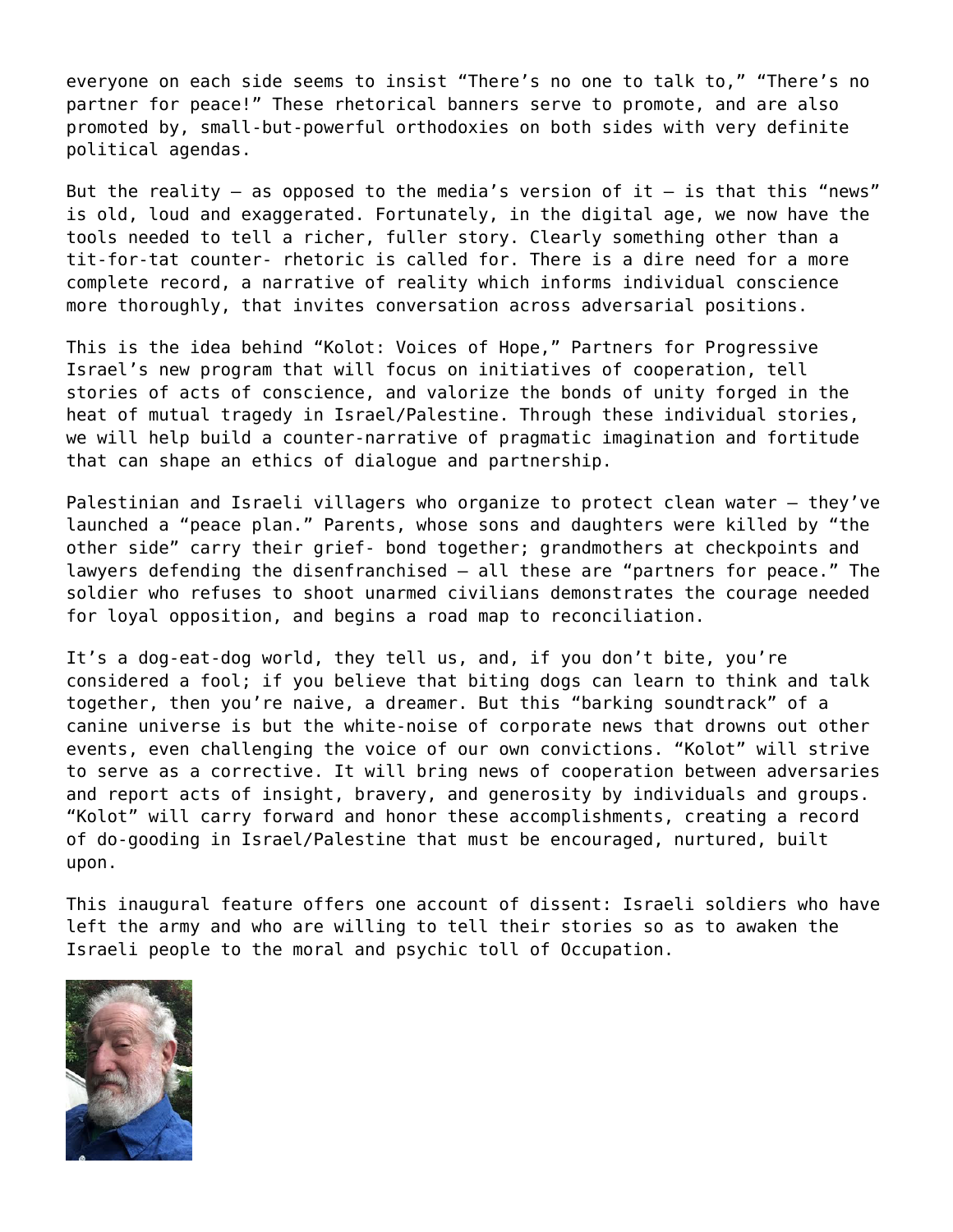everyone on each side seems to insist "There's no one to talk to," "There's no partner for peace!" These rhetorical banners serve to promote, and are also promoted by, small-but-powerful orthodoxies on both sides with very definite political agendas.

But the reality — as opposed to the media's version of it — is that this "news" is old, loud and exaggerated. Fortunately, in the digital age, we now have the tools needed to tell a richer, fuller story. Clearly something other than a tit-for-tat counter- rhetoric is called for. There is a dire need for a more complete record, a narrative of reality which informs individual conscience more thoroughly, that invites conversation across adversarial positions.

This is the idea behind "Kolot: Voices of Hope," Partners for Progressive Israel's new program that will focus on initiatives of cooperation, tell stories of acts of conscience, and valorize the bonds of unity forged in the heat of mutual tragedy in Israel/Palestine. Through these individual stories, we will help build a counter-narrative of pragmatic imagination and fortitude that can shape an ethics of dialogue and partnership.

Palestinian and Israeli villagers who organize to protect clean water — they've launched a "peace plan." Parents, whose sons and daughters were killed by "the other side" carry their grief- bond together; grandmothers at checkpoints and lawyers defending the disenfranchised — all these are "partners for peace." The soldier who refuses to shoot unarmed civilians demonstrates the courage needed for loyal opposition, and begins a road map to reconciliation.

It's a dog-eat-dog world, they tell us, and, if you don't bite, you're considered a fool; if you believe that biting dogs can learn to think and talk together, then you're naive, a dreamer. But this "barking soundtrack" of a canine universe is but the white-noise of corporate news that drowns out other events, even challenging the voice of our own convictions. "Kolot" will strive to serve as a corrective. It will bring news of cooperation between adversaries and report acts of insight, bravery, and generosity by individuals and groups. "Kolot" will carry forward and honor these accomplishments, creating a record of do-gooding in Israel/Palestine that must be encouraged, nurtured, built upon.

This inaugural feature offers one account of dissent: Israeli soldiers who have left the army and who are willing to tell their stories so as to awaken the Israeli people to the moral and psychic toll of Occupation.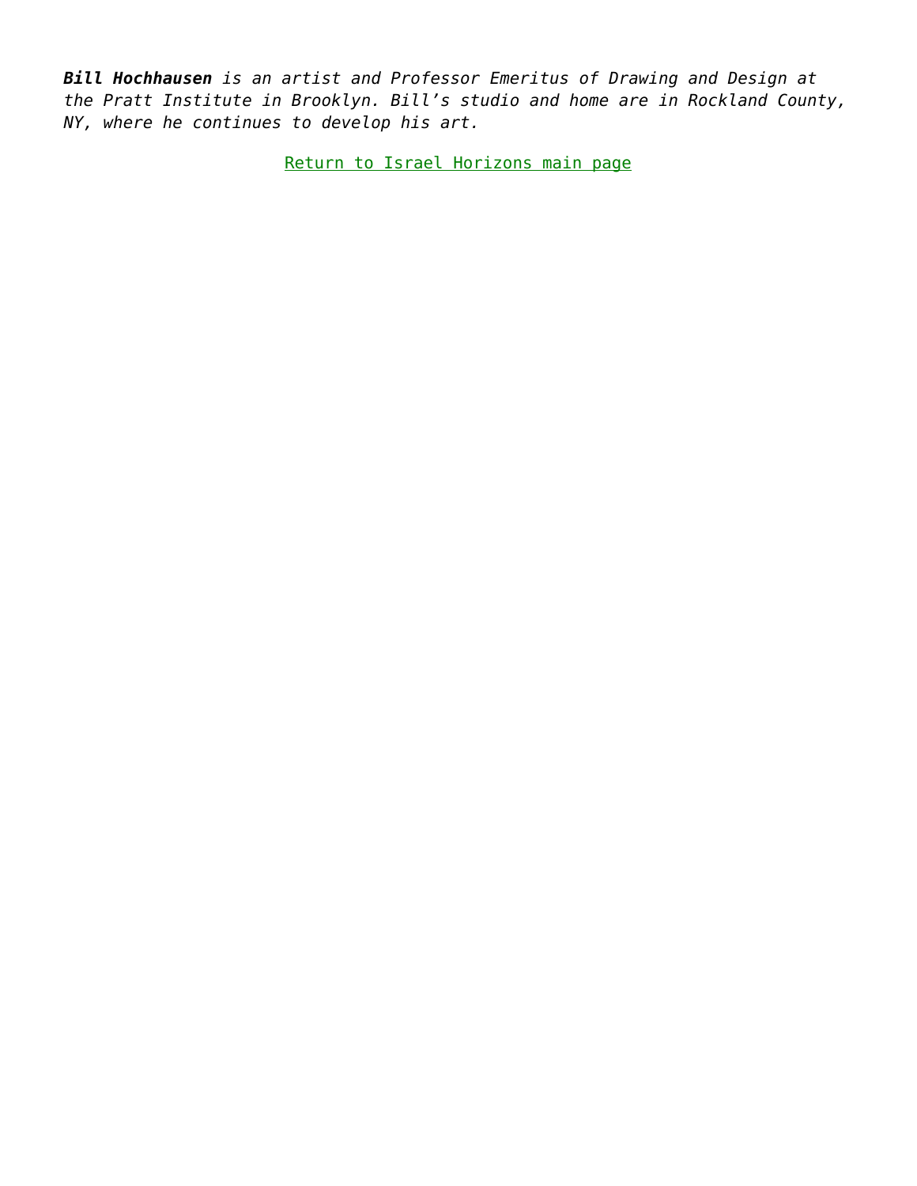***Bill Hochhausen** is an artist and Professor Emeritus of Drawing and Design at the Pratt Institute in Brooklyn. Bill's studio and home are in Rockland County, NY, where he continues to develop his art.*

Return to Israel Horizons main page